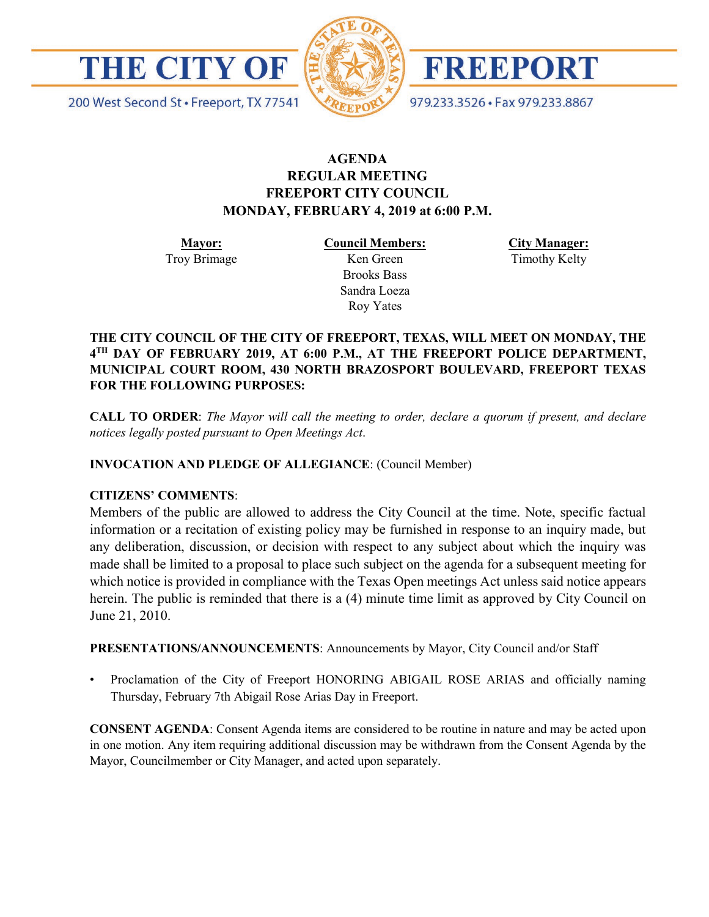# THE CITY OF FREEPORT

200 West Second St • Freeport, TX 77541

979.233.3526 • Fax 979.233.8867

## AGENDA
## REGULAR MEETING
## FREEPORT CITY COUNCIL
## MONDAY, FEBRUARY 4, 2019 at 6:00 P.M.

| **Mayor:** | **Council Members:** | **City Manager:** |
|---|---|---|
| Troy Brimage | Ken Green | Timothy Kelty |
| | Brooks Bass | |
| | Sandra Loeza | |
| | Roy Yates | |

**THE CITY COUNCIL OF THE CITY OF FREEPORT, TEXAS, WILL MEET ON MONDAY, THE 4TH DAY OF FEBRUARY 2019, AT 6:00 P.M., AT THE FREEPORT POLICE DEPARTMENT, MUNICIPAL COURT ROOM, 430 NORTH BRAZOSPORT BOULEVARD, FREEPORT TEXAS FOR THE FOLLOWING PURPOSES:**

**CALL TO ORDER**: *The Mayor will call the meeting to order, declare a quorum if present, and declare notices legally posted pursuant to Open Meetings Act.*

**INVOCATION AND PLEDGE OF ALLEGIANCE**: (Council Member)

**CITIZENS' COMMENTS**:

Members of the public are allowed to address the City Council at the time. Note, specific factual information or a recitation of existing policy may be furnished in response to an inquiry made, but any deliberation, discussion, or decision with respect to any subject about which the inquiry was made shall be limited to a proposal to place such subject on the agenda for a subsequent meeting for which notice is provided in compliance with the Texas Open meetings Act unless said notice appears herein. The public is reminded that there is a (4) minute time limit as approved by City Council on June 21, 2010.

**PRESENTATIONS/ANNOUNCEMENTS**: Announcements by Mayor, City Council and/or Staff

- Proclamation of the City of Freeport HONORING ABIGAIL ROSE ARIAS and officially naming Thursday, February 7th Abigail Rose Arias Day in Freeport.

**CONSENT AGENDA**: Consent Agenda items are considered to be routine in nature and may be acted upon in one motion. Any item requiring additional discussion may be withdrawn from the Consent Agenda by the Mayor, Councilmember or City Manager, and acted upon separately.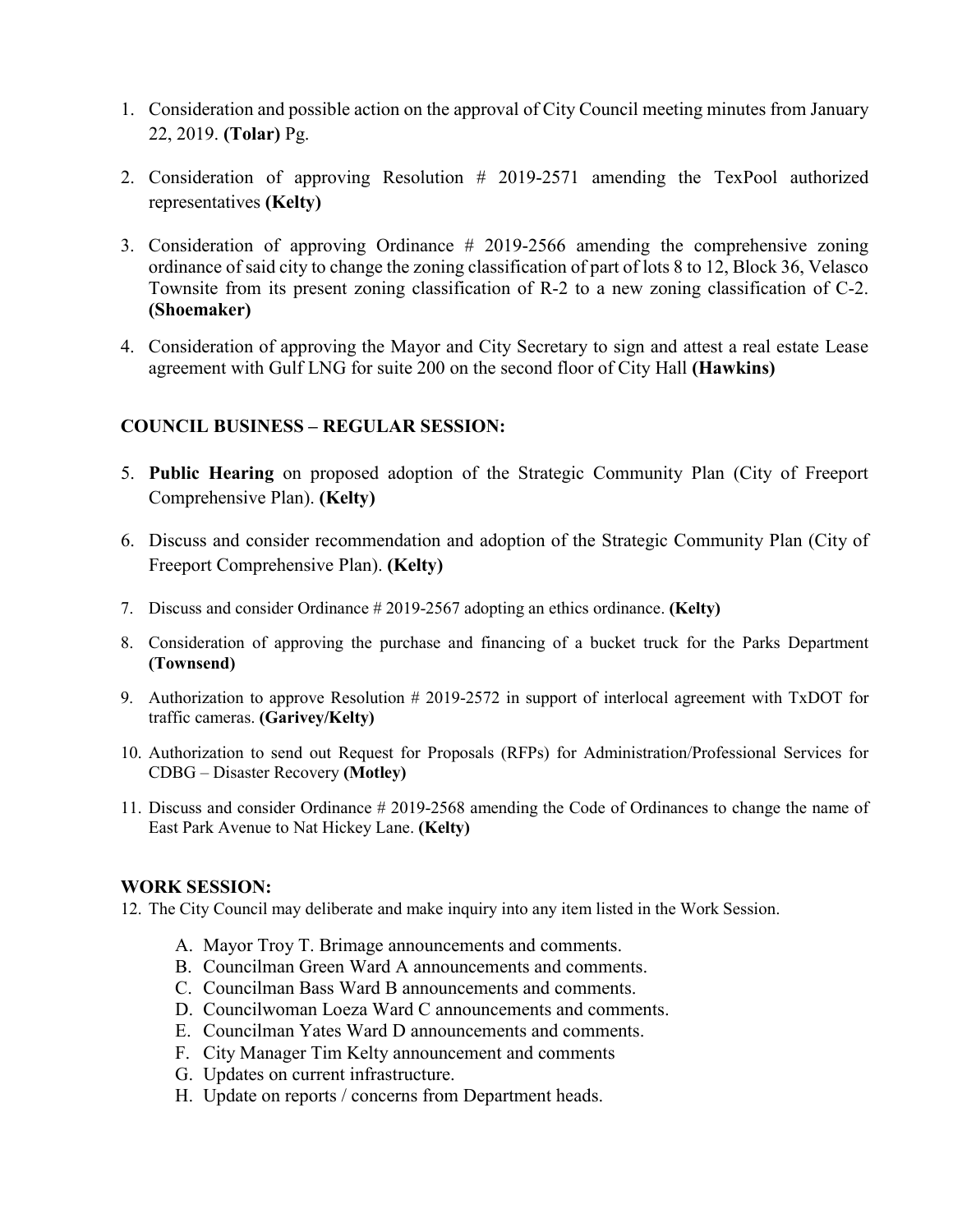1. Consideration and possible action on the approval of City Council meeting minutes from January 22, 2019. **(Tolar)** Pg.

2. Consideration of approving Resolution # 2019-2571 amending the TexPool authorized representatives **(Kelty)**

3. Consideration of approving Ordinance # 2019-2566 amending the comprehensive zoning ordinance of said city to change the zoning classification of part of lots 8 to 12, Block 36, Velasco Townsite from its present zoning classification of R-2 to a new zoning classification of C-2. **(Shoemaker)**

4. Consideration of approving the Mayor and City Secretary to sign and attest a real estate Lease agreement with Gulf LNG for suite 200 on the second floor of City Hall **(Hawkins)**

## COUNCIL BUSINESS – REGULAR SESSION:

5. **Public Hearing** on proposed adoption of the Strategic Community Plan (City of Freeport Comprehensive Plan). **(Kelty)**

6. Discuss and consider recommendation and adoption of the Strategic Community Plan (City of Freeport Comprehensive Plan). **(Kelty)**

7. Discuss and consider Ordinance # 2019-2567 adopting an ethics ordinance. **(Kelty)**

8. Consideration of approving the purchase and financing of a bucket truck for the Parks Department **(Townsend)**

9. Authorization to approve Resolution # 2019-2572 in support of interlocal agreement with TxDOT for traffic cameras. **(Garivey/Kelty)**

10. Authorization to send out Request for Proposals (RFPs) for Administration/Professional Services for CDBG – Disaster Recovery **(Motley)**

11. Discuss and consider Ordinance # 2019-2568 amending the Code of Ordinances to change the name of East Park Avenue to Nat Hickey Lane. **(Kelty)**

## WORK SESSION:

12. The City Council may deliberate and make inquiry into any item listed in the Work Session.

    A. Mayor Troy T. Brimage announcements and comments.
    B. Councilman Green Ward A announcements and comments.
    C. Councilman Bass Ward B announcements and comments.
    D. Councilwoman Loeza Ward C announcements and comments.
    E. Councilman Yates Ward D announcements and comments.
    F. City Manager Tim Kelty announcement and comments
    G. Updates on current infrastructure.
    H. Update on reports / concerns from Department heads.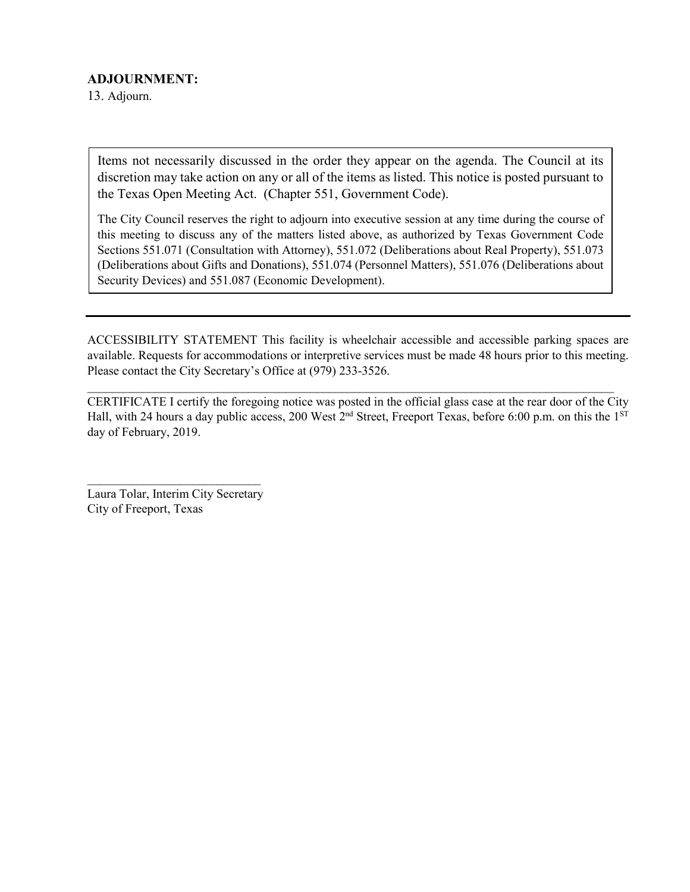**ADJOURNMENT:**

13. Adjourn.

Items not necessarily discussed in the order they appear on the agenda. The Council at its discretion may take action on any or all of the items as listed. This notice is posted pursuant to the Texas Open Meeting Act. (Chapter 551, Government Code).

The City Council reserves the right to adjourn into executive session at any time during the course of this meeting to discuss any of the matters listed above, as authorized by Texas Government Code Sections 551.071 (Consultation with Attorney), 551.072 (Deliberations about Real Property), 551.073 (Deliberations about Gifts and Donations), 551.074 (Personnel Matters), 551.076 (Deliberations about Security Devices) and 551.087 (Economic Development).

---

ACCESSIBILITY STATEMENT This facility is wheelchair accessible and accessible parking spaces are available. Requests for accommodations or interpretive services must be made 48 hours prior to this meeting. Please contact the City Secretary's Office at (979) 233-3526.

---

CERTIFICATE I certify the foregoing notice was posted in the official glass case at the rear door of the City Hall, with 24 hours a day public access, 200 West 2nd Street, Freeport Texas, before 6:00 p.m. on this the 1ST day of February, 2019.

\_\_\_\_\_\_\_\_\_\_\_\_\_\_\_\_\_\_\_\_\_\_\_\_\_\_\_\_\_\_

Laura Tolar, Interim City Secretary
City of Freeport, Texas